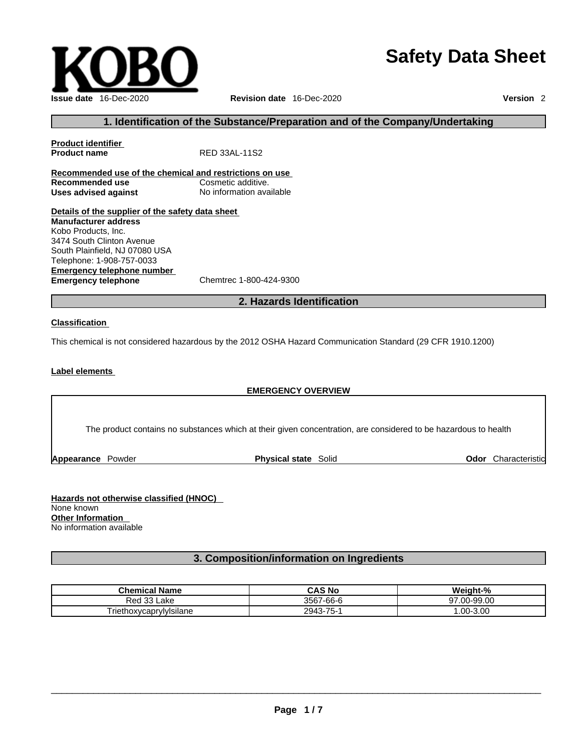KOBO

# Safety Data Sheet

**Issue date** 16-Dec-2020 **Revision date** 16-Dec-2020 **Version** 2

## 1. Identification of the Substance/Preparation and of the Company/Undertaking

**Product identifier**
**Product name** RED 33AL-11S2

**Recommended use of the chemical and restrictions on use**
**Recommended use** Cosmetic additive.
**Uses advised against** No information available

**Details of the supplier of the safety data sheet**
**Manufacturer address**
Kobo Products, Inc.
3474 South Clinton Avenue
South Plainfield, NJ 07080 USA
Telephone: 1-908-757-0033
**Emergency telephone number**
**Emergency telephone** Chemtrec 1-800-424-9300

## 2. Hazards Identification

**Classification**

This chemical is not considered hazardous by the 2012 OSHA Hazard Communication Standard (29 CFR 1910.1200)

**Label elements**

**EMERGENCY OVERVIEW**

The product contains no substances which at their given concentration, are considered to be hazardous to health

**Appearance** Powder **Physical state** Solid **Odor** Characteristic

**Hazards not otherwise classified (HNOC)**
None known
**Other Information**
No information available

## 3. Composition/information on Ingredients

| Chemical Name | CAS No | Weight-% |
| --- | --- | --- |
| Red 33 Lake | 3567-66-6 | 97.00-99.00 |
| Triethoxycaprylylsilane | 2943-75-1 | 1.00-3.00 |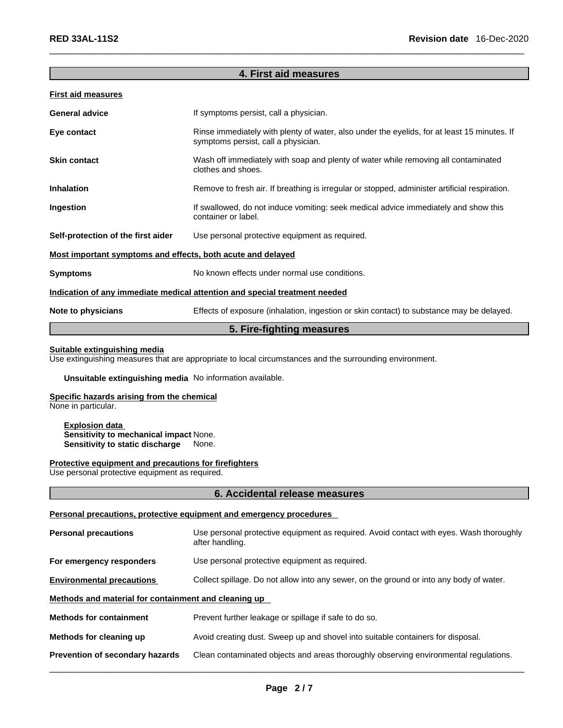## 4. First aid measures

**First aid measures**

| | |
|---|---|
| **General advice** | If symptoms persist, call a physician. |
| **Eye contact** | Rinse immediately with plenty of water, also under the eyelids, for at least 15 minutes. If symptoms persist, call a physician. |
| **Skin contact** | Wash off immediately with soap and plenty of water while removing all contaminated clothes and shoes. |
| **Inhalation** | Remove to fresh air. If breathing is irregular or stopped, administer artificial respiration. |
| **Ingestion** | If swallowed, do not induce vomiting: seek medical advice immediately and show this container or label. |
| **Self-protection of the first aider** | Use personal protective equipment as required. |

**Most important symptoms and effects, both acute and delayed**

| | |
|---|---|
| **Symptoms** | No known effects under normal use conditions. |

**Indication of any immediate medical attention and special treatment needed**

| | |
|---|---|
| **Note to physicians** | Effects of exposure (inhalation, ingestion or skin contact) to substance may be delayed. |

## 5. Fire-fighting measures

**Suitable extinguishing media**

Use extinguishing measures that are appropriate to local circumstances and the surrounding environment.

**Unsuitable extinguishing media** No information available.

**Specific hazards arising from the chemical**

None in particular.

**Explosion data**

**Sensitivity to mechanical impact** None.

**Sensitivity to static discharge** None.

**Protective equipment and precautions for firefighters**

Use personal protective equipment as required.

## 6. Accidental release measures

**Personal precautions, protective equipment and emergency procedures**

| | |
|---|---|
| **Personal precautions** | Use personal protective equipment as required. Avoid contact with eyes. Wash thoroughly after handling. |
| **For emergency responders** | Use personal protective equipment as required. |
| **Environmental precautions** | Collect spillage. Do not allow into any sewer, on the ground or into any body of water. |

**Methods and material for containment and cleaning up**

| | |
|---|---|
| **Methods for containment** | Prevent further leakage or spillage if safe to do so. |
| **Methods for cleaning up** | Avoid creating dust. Sweep up and shovel into suitable containers for disposal. |
| **Prevention of secondary hazards** | Clean contaminated objects and areas thoroughly observing environmental regulations. |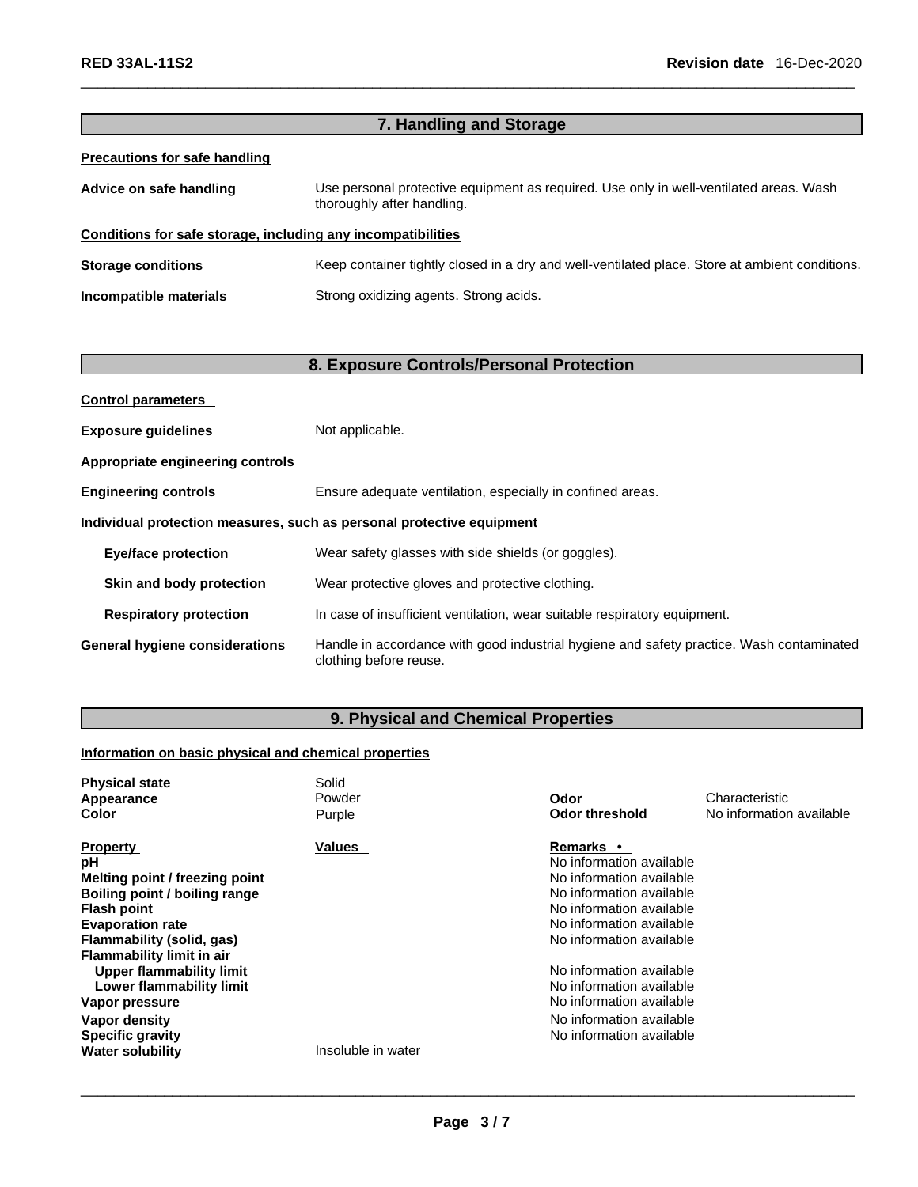## 7. Handling and Storage

**Precautions for safe handling**

**Advice on safe handling** Use personal protective equipment as required. Use only in well-ventilated areas. Wash thoroughly after handling.

**Conditions for safe storage, including any incompatibilities**

**Storage conditions** Keep container tightly closed in a dry and well-ventilated place. Store at ambient conditions.

**Incompatible materials** Strong oxidizing agents. Strong acids.

## 8. Exposure Controls/Personal Protection

**Control parameters**

**Exposure guidelines** Not applicable.

**Appropriate engineering controls**

**Engineering controls** Ensure adequate ventilation, especially in confined areas.

**Individual protection measures, such as personal protective equipment**

**Eye/face protection** Wear safety glasses with side shields (or goggles).

**Skin and body protection** Wear protective gloves and protective clothing.

**Respiratory protection** In case of insufficient ventilation, wear suitable respiratory equipment.

**General hygiene considerations** Handle in accordance with good industrial hygiene and safety practice. Wash contaminated clothing before reuse.

## 9. Physical and Chemical Properties

**Information on basic physical and chemical properties**

| | | | |
|---|---|---|---|
| **Physical state** | Solid | | |
| **Appearance** | Powder | **Odor** | Characteristic |
| **Color** | Purple | **Odor threshold** | No information available |

| **Property** | **Values** | **Remarks •** |
|---|---|---|
| **pH** | | No information available |
| **Melting point / freezing point** | | No information available |
| **Boiling point / boiling range** | | No information available |
| **Flash point** | | No information available |
| **Evaporation rate** | | No information available |
| **Flammability (solid, gas)** | | No information available |
| **Flammability limit in air** | | |
| **Upper flammability limit** | | No information available |
| **Lower flammability limit** | | No information available |
| **Vapor pressure** | | No information available |
| **Vapor density** | | No information available |
| **Specific gravity** | | No information available |
| **Water solubility** | Insoluble in water | |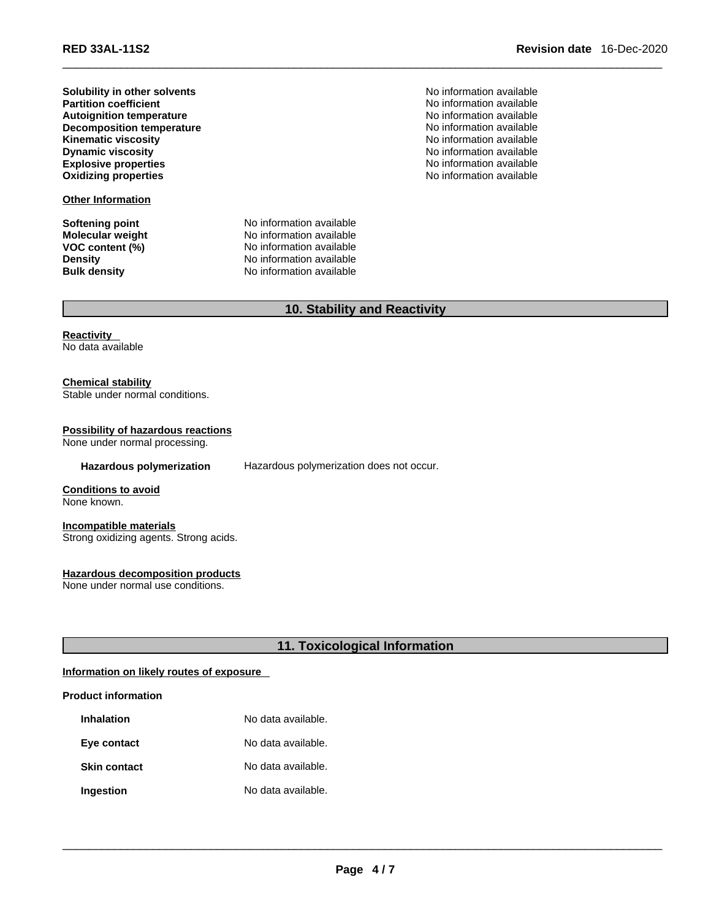| | |
|---|---|
| **Solubility in other solvents** | No information available |
| **Partition coefficient** | No information available |
| **Autoignition temperature** | No information available |
| **Decomposition temperature** | No information available |
| **Kinematic viscosity** | No information available |
| **Dynamic viscosity** | No information available |
| **Explosive properties** | No information available |
| **Oxidizing properties** | No information available |

**Other Information**

| | |
|---|---|
| **Softening point** | No information available |
| **Molecular weight** | No information available |
| **VOC content (%)** | No information available |
| **Density** | No information available |
| **Bulk density** | No information available |

## 10. Stability and Reactivity

**Reactivity**
No data available

**Chemical stability**
Stable under normal conditions.

**Possibility of hazardous reactions**
None under normal processing.

**Hazardous polymerization** Hazardous polymerization does not occur.

**Conditions to avoid**
None known.

**Incompatible materials**
Strong oxidizing agents. Strong acids.

**Hazardous decomposition products**
None under normal use conditions.

## 11. Toxicological Information

**Information on likely routes of exposure**

**Product information**

| | |
|---|---|
| **Inhalation** | No data available. |
| **Eye contact** | No data available. |
| **Skin contact** | No data available. |
| **Ingestion** | No data available. |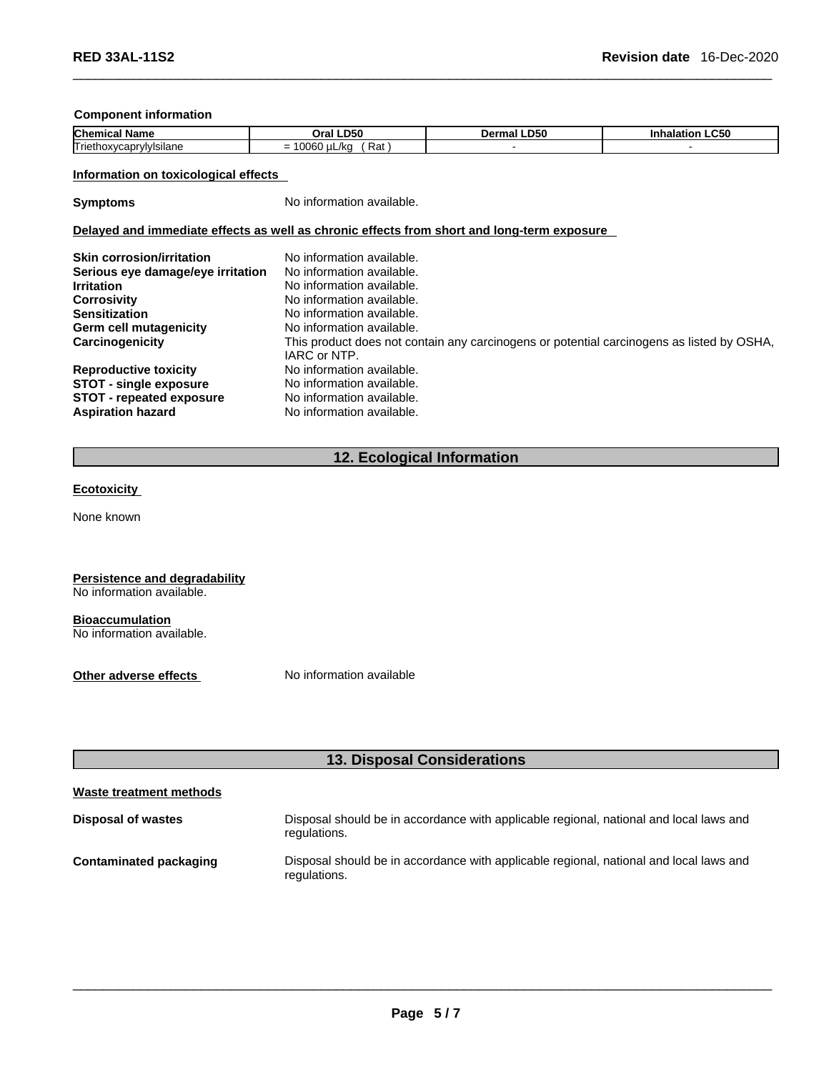**Component information**

| Chemical Name | Oral LD50 | Dermal LD50 | Inhalation LC50 |
| --- | --- | --- | --- |
| Triethoxycaprylylsilane | = 10060 µL/kg ( Rat ) | - | - |

**Information on toxicological effects**

**Symptoms** No information available.

**Delayed and immediate effects as well as chronic effects from short and long-term exposure**

**Skin corrosion/irritation** No information available.
**Serious eye damage/eye irritation** No information available.
**Irritation** No information available.
**Corrosivity** No information available.
**Sensitization** No information available.
**Germ cell mutagenicity** No information available.
**Carcinogenicity** This product does not contain any carcinogens or potential carcinogens as listed by OSHA, IARC or NTP.
**Reproductive toxicity** No information available.
**STOT - single exposure** No information available.
**STOT - repeated exposure** No information available.
**Aspiration hazard** No information available.

## 12. Ecological Information

**Ecotoxicity**

None known

**Persistence and degradability**
No information available.

**Bioaccumulation**
No information available.

**Other adverse effects** No information available

## 13. Disposal Considerations

**Waste treatment methods**

**Disposal of wastes** Disposal should be in accordance with applicable regional, national and local laws and regulations.

**Contaminated packaging** Disposal should be in accordance with applicable regional, national and local laws and regulations.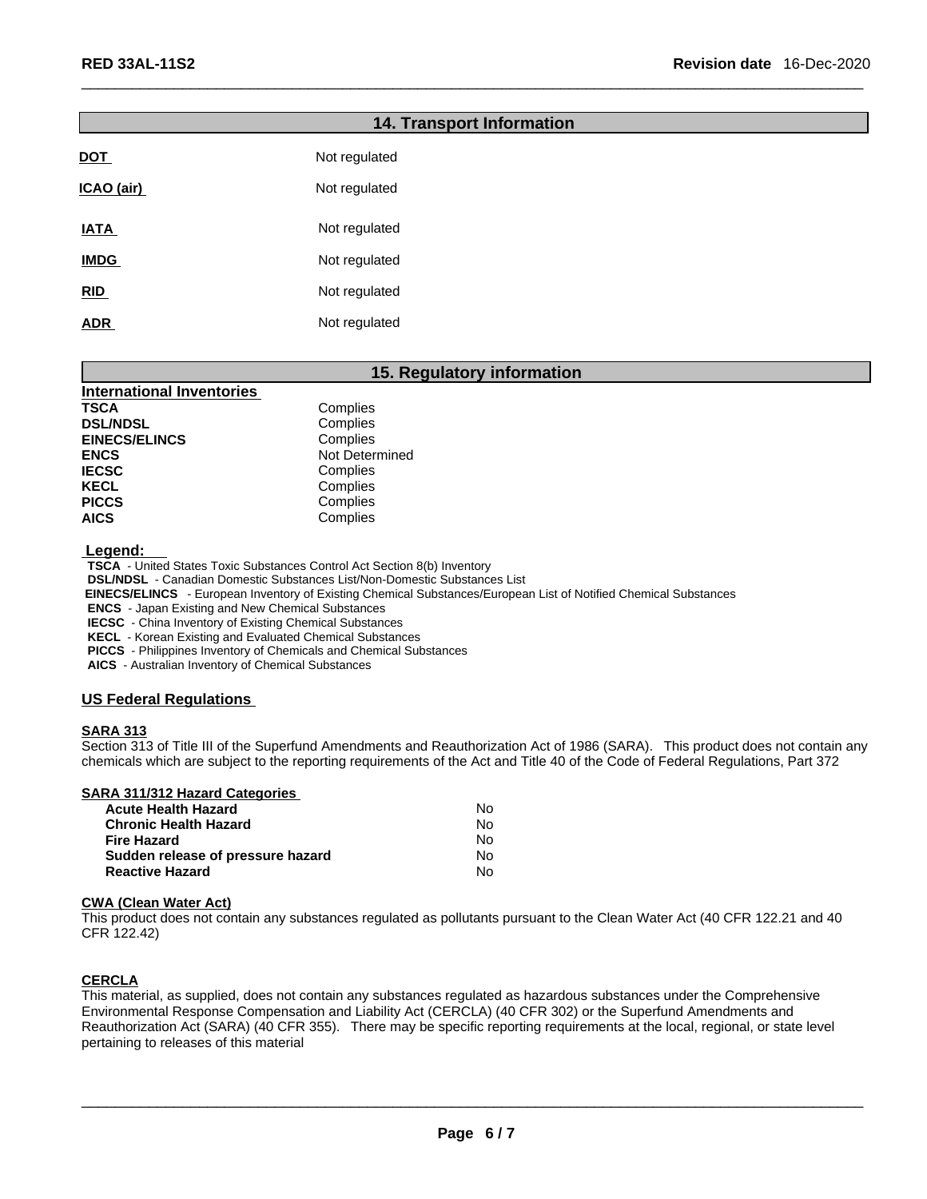## 14. Transport Information

| | |
|---|---|
| **DOT** | Not regulated |
| **ICAO (air)** | Not regulated |
| **IATA** | Not regulated |
| **IMDG** | Not regulated |
| **RID** | Not regulated |
| **ADR** | Not regulated |

## 15. Regulatory information

**International Inventories**

| | |
|---|---|
| **TSCA** | Complies |
| **DSL/NDSL** | Complies |
| **EINECS/ELINCS** | Complies |
| **ENCS** | Not Determined |
| **IECSC** | Complies |
| **KECL** | Complies |
| **PICCS** | Complies |
| **AICS** | Complies |

**Legend:**

**TSCA** - United States Toxic Substances Control Act Section 8(b) Inventory
**DSL/NDSL** - Canadian Domestic Substances List/Non-Domestic Substances List
**EINECS/ELINCS** - European Inventory of Existing Chemical Substances/European List of Notified Chemical Substances
**ENCS** - Japan Existing and New Chemical Substances
**IECSC** - China Inventory of Existing Chemical Substances
**KECL** - Korean Existing and Evaluated Chemical Substances
**PICCS** - Philippines Inventory of Chemicals and Chemical Substances
**AICS** - Australian Inventory of Chemical Substances

### US Federal Regulations

**SARA 313**

Section 313 of Title III of the Superfund Amendments and Reauthorization Act of 1986 (SARA). This product does not contain any chemicals which are subject to the reporting requirements of the Act and Title 40 of the Code of Federal Regulations, Part 372

**SARA 311/312 Hazard Categories**

| | |
|---|---|
| **Acute Health Hazard** | No |
| **Chronic Health Hazard** | No |
| **Fire Hazard** | No |
| **Sudden release of pressure hazard** | No |
| **Reactive Hazard** | No |

**CWA (Clean Water Act)**

This product does not contain any substances regulated as pollutants pursuant to the Clean Water Act (40 CFR 122.21 and 40 CFR 122.42)

**CERCLA**

This material, as supplied, does not contain any substances regulated as hazardous substances under the Comprehensive Environmental Response Compensation and Liability Act (CERCLA) (40 CFR 302) or the Superfund Amendments and Reauthorization Act (SARA) (40 CFR 355). There may be specific reporting requirements at the local, regional, or state level pertaining to releases of this material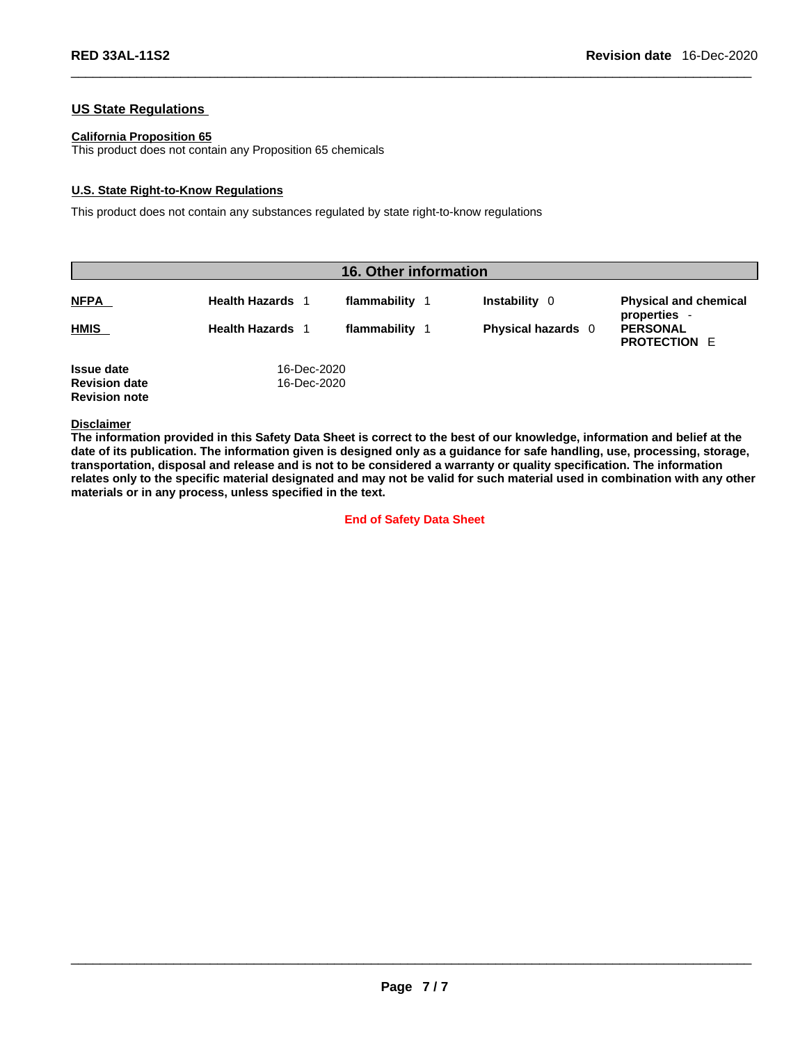## US State Regulations

### California Proposition 65

This product does not contain any Proposition 65 chemicals

### U.S. State Right-to-Know Regulations

This product does not contain any substances regulated by state right-to-know regulations

## 16. Other information

| | | | | |
|---|---|---|---|---|
| **NFPA** | **Health Hazards** 1 | **flammability** 1 | **Instability** 0 | **Physical and chemical properties** - |
| **HMIS** | **Health Hazards** 1 | **flammability** 1 | **Physical hazards** 0 | **PERSONAL PROTECTION** E |

**Issue date** 16-Dec-2020
**Revision date** 16-Dec-2020
**Revision note**

**Disclaimer**

**The information provided in this Safety Data Sheet is correct to the best of our knowledge, information and belief at the date of its publication. The information given is designed only as a guidance for safe handling, use, processing, storage, transportation, disposal and release and is not to be considered a warranty or quality specification. The information relates only to the specific material designated and may not be valid for such material used in combination with any other materials or in any process, unless specified in the text.**

**End of Safety Data Sheet**